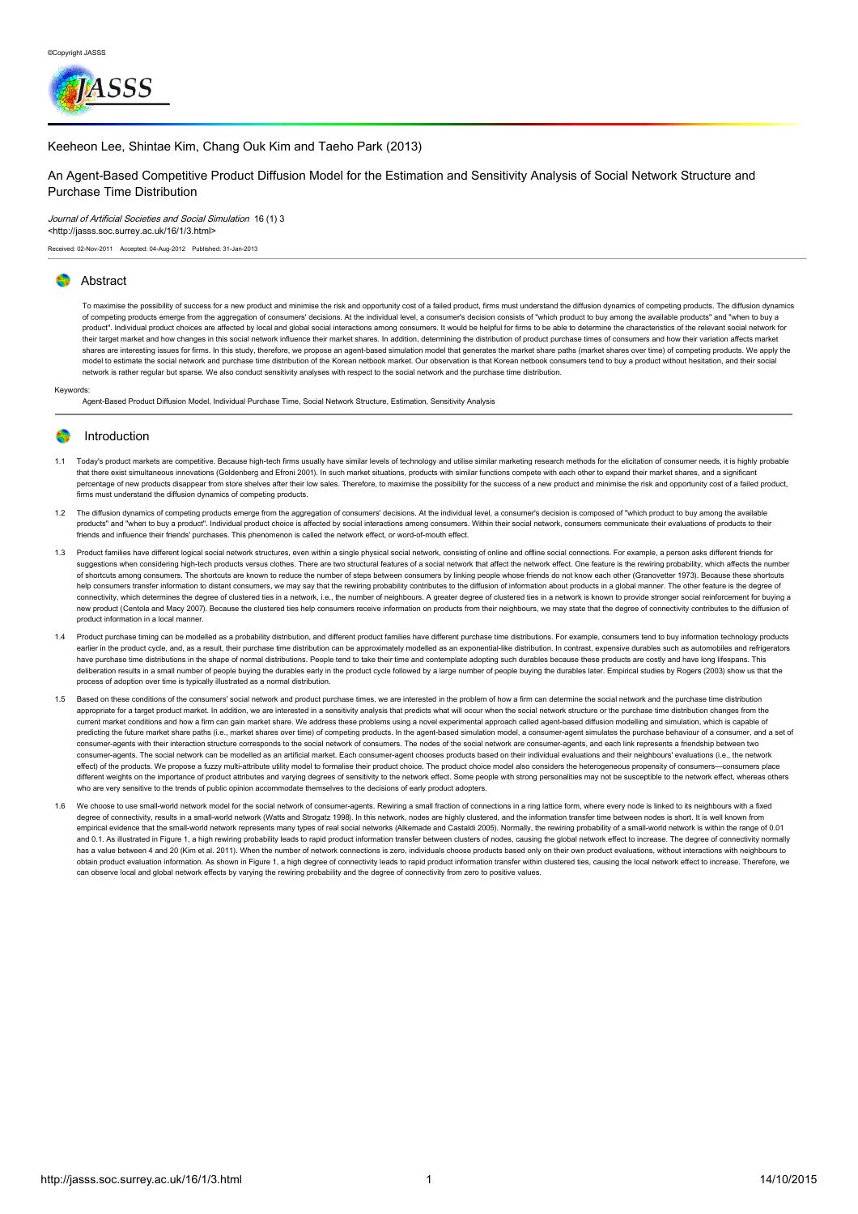©Copyright JASSS

Keeheon Lee, Shintae Kim, Chang Ouk Kim and Taeho Park (2013)

# An Agent-Based Competitive Product Diffusion Model for the Estimation and Sensitivity Analysis of Social Network Structure and Purchase Time Distribution

*Journal of Artificial Societies and Social Simulation* 16 (1) 3
<http://jasss.soc.surrey.ac.uk/16/1/3.html>

Received: 02-Nov-2011 Accepted: 04-Aug-2012 Published: 31-Jan-2013

## Abstract

To maximise the possibility of success for a new product and minimise the risk and opportunity cost of a failed product, firms must understand the diffusion dynamics of competing products. The diffusion dynamics of competing products emerge from the aggregation of consumers' decisions. At the individual level, a consumer's decision consists of "which product to buy among the available products" and "when to buy a product". Individual product choices are affected by local and global social interactions among consumers. It would be helpful for firms to be able to determine the characteristics of the relevant social network for their target market and how changes in this social network influence their market shares. In addition, determining the distribution of product purchase times of consumers and how their variation affects market shares are interesting issues for firms. In this study, therefore, we propose an agent-based simulation model that generates the market share paths (market shares over time) of competing products. We apply the model to estimate the social network and purchase time distribution of the Korean netbook market. Our observation is that Korean netbook consumers tend to buy a product without hesitation, and their social network is rather regular but sparse. We also conduct sensitivity analyses with respect to the social network and the purchase time distribution.

Keywords:
Agent-Based Product Diffusion Model, Individual Purchase Time, Social Network Structure, Estimation, Sensitivity Analysis

## Introduction

1.1 Today's product markets are competitive. Because high-tech firms usually have similar levels of technology and utilise similar marketing research methods for the elicitation of consumer needs, it is highly probable that there exist simultaneous innovations (Goldenberg and Efroni 2001). In such market situations, products with similar functions compete with each other to expand their market shares, and a significant percentage of new products disappear from store shelves after their low sales. Therefore, to maximise the possibility for the success of a new product and minimise the risk and opportunity cost of a failed product, firms must understand the diffusion dynamics of competing products.

1.2 The diffusion dynamics of competing products emerge from the aggregation of consumers' decisions. At the individual level, a consumer's decision is composed of "which product to buy among the available products" and "when to buy a product". Individual product choice is affected by social interactions among consumers. Within their social network, consumers communicate their evaluations of products to their friends and influence their friends' purchases. This phenomenon is called the network effect, or word-of-mouth effect.

1.3 Product families have different logical social network structures, even within a single physical social network, consisting of online and offline social connections. For example, a person asks different friends for suggestions when considering high-tech products versus clothes. There are two structural features of a social network that affect the network effect. One feature is the rewiring probability, which affects the number of shortcuts among consumers. The shortcuts are known to reduce the number of steps between consumers by linking people whose friends do not know each other (Granovetter 1973). Because these shortcuts help consumers transfer information to distant consumers, we may say that the rewiring probability contributes to the diffusion of information about products in a global manner. The other feature is the degree of connectivity, which determines the degree of clustered ties in a network, i.e., the number of neighbours. A greater degree of clustered ties in a network is known to provide stronger social reinforcement for buying a new product (Centola and Macy 2007). Because the clustered ties help consumers receive information on products from their neighbours, we may state that the degree of connectivity contributes to the diffusion of product information in a local manner.

1.4 Product purchase timing can be modelled as a probability distribution, and different product families have different purchase time distributions. For example, consumers tend to buy information technology products earlier in the product cycle, and, as a result, their purchase time distribution can be approximately modelled as an exponential-like distribution. In contrast, expensive durables such as automobiles and refrigerators have purchase time distributions in the shape of normal distributions. People tend to take their time and contemplate adopting such durables because these products are costly and have long lifespans. This deliberation results in a small number of people buying the durables early in the product cycle followed by a large number of people buying the durables later. Empirical studies by Rogers (2003) show us that the process of adoption over time is typically illustrated as a normal distribution.

1.5 Based on these conditions of the consumers' social network and product purchase times, we are interested in the problem of how a firm can determine the social network and the purchase time distribution appropriate for a target product market. In addition, we are interested in a sensitivity analysis that predicts what will occur when the social network structure or the purchase time distribution changes from the current market conditions and how a firm can gain market share. We address these problems using a novel experimental approach called agent-based diffusion modelling and simulation, which is capable of predicting the future market share paths (i.e., market shares over time) of competing products. In the agent-based simulation model, a consumer-agent simulates the purchase behaviour of a consumer, and a set of consumer-agents with their interaction structure corresponds to the social network of consumers. The nodes of the social network are consumer-agents, and each link represents a friendship between two consumer-agents. The social network can be modelled as an artificial market. Each consumer-agent chooses products based on their individual evaluations and their neighbours' evaluations (i.e., the network effect) of the products. We propose a fuzzy multi-attribute utility model to formalise their product choice. The product choice model also considers the heterogeneous propensity of consumers—consumers place different weights on the importance of product attributes and varying degrees of sensitivity to the network effect. Some people with strong personalities may not be susceptible to the network effect, whereas others who are very sensitive to the trends of public opinion accommodate themselves to the decisions of early product adopters.

1.6 We choose to use small-world network model for the social network of consumer-agents. Rewiring a small fraction of connections in a ring lattice form, where every node is linked to its neighbours with a fixed degree of connectivity, results in a small-world network (Watts and Strogatz 1998). In this network, nodes are highly clustered, and the information transfer time between nodes is short. It is well known from empirical evidence that the small-world network represents many types of real social networks (Alkemade and Castaldi 2005). Normally, the rewiring probability of a small-world network is within the range of 0.01 and 0.1. As illustrated in Figure 1, a high rewiring probability leads to rapid product information transfer between clusters of nodes, causing the global network effect to increase. The degree of connectivity normally has a value between 4 and 20 (Kim et al. 2011). When the number of network connections is zero, individuals choose products based only on their own product evaluations, without interactions with neighbours to obtain product evaluation information. As shown in Figure 1, a high degree of connectivity leads to rapid product information transfer within clustered ties, causing the local network effect to increase. Therefore, we can observe local and global network effects by varying the rewiring probability and the degree of connectivity from zero to positive values.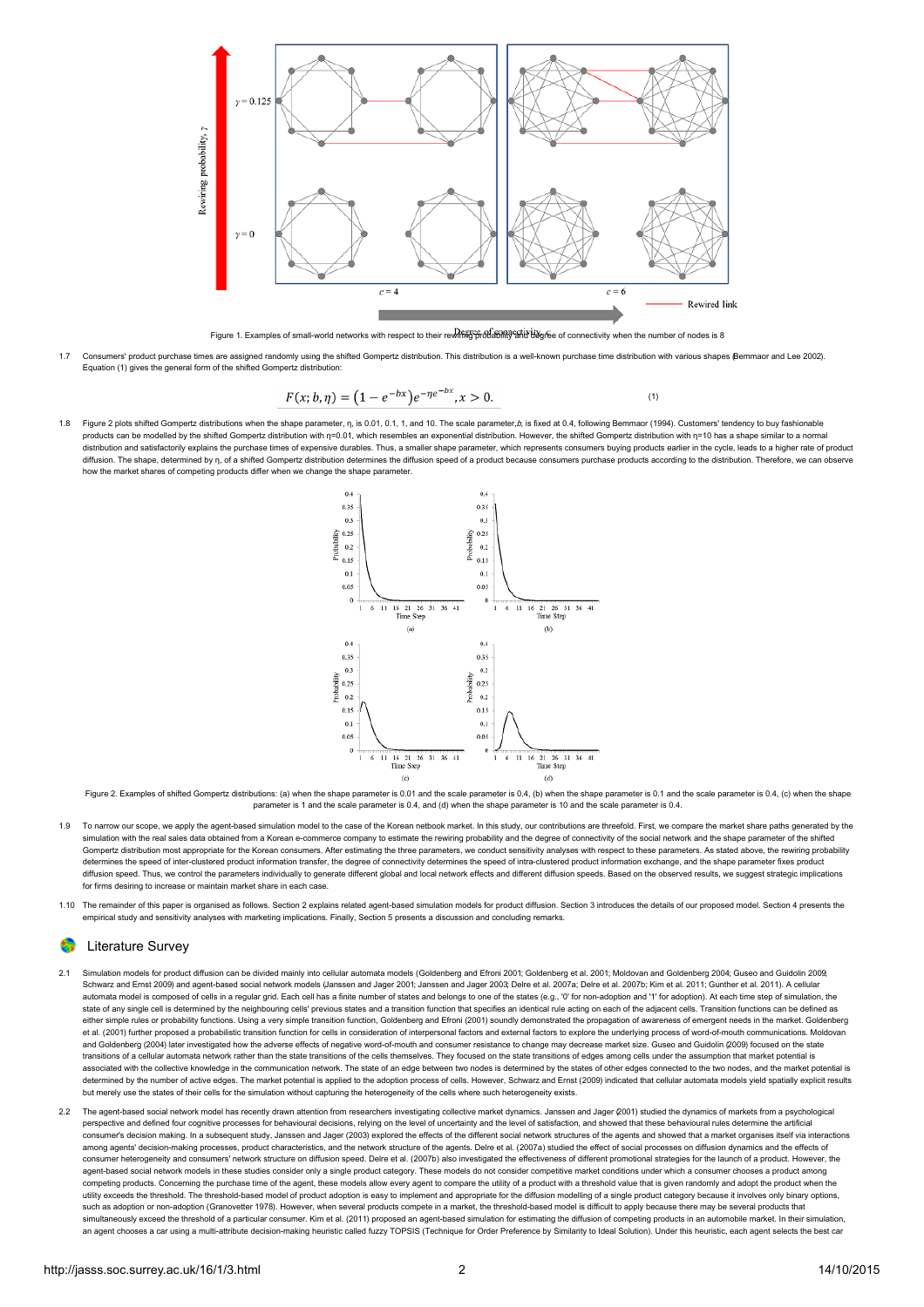Figure 1. Examples of small-world networks with respect to their rewiring probability and degree of connectivity when the number of nodes is 8

1.7 Consumers' product purchase times are assigned randomly using the shifted Gompertz distribution. This distribution is a well-known purchase time distribution with various shapes (Bemmaor and Lee 2002). Equation (1) gives the general form of the shifted Gompertz distribution:

$$F(x; b, \eta) = \left(1 - e^{-bx}\right)e^{-\eta e^{-bx}}, x > 0. \tag{1}$$

1.8 Figure 2 plots shifted Gompertz distributions when the shape parameter, η, is 0.01, 0.1, 1, and 10. The scale parameter, *b*, is fixed at 0.4, following Bemmaor (1994). Customers' tendency to buy fashionable products can be modelled by the shifted Gompertz distribution with η=0.01, which resembles an exponential distribution. However, the shifted Gompertz distribution with η=10 has a shape similar to a normal distribution and satisfactorily explains the purchase times of expensive durables. Thus, a smaller shape parameter, which represents consumers buying products earlier in the cycle, leads to a higher rate of product diffusion. The shape, determined by η, of a shifted Gompertz distribution determines the diffusion speed of a product because consumers purchase products according to the distribution. Therefore, we can observe how the market shares of competing products differ when we change the shape parameter.

Figure 2. Examples of shifted Gompertz distributions: (a) when the shape parameter is 0.01 and the scale parameter is 0.4, (b) when the shape parameter is 0.1 and the scale parameter is 0.4, (c) when the shape parameter is 1 and the scale parameter is 0.4, and (d) when the shape parameter is 10 and the scale parameter is 0.4.

1.9 To narrow our scope, we apply the agent-based simulation model to the case of the Korean netbook market. In this study, our contributions are threefold. First, we compare the market share paths generated by the simulation with the real sales data obtained from a Korean e-commerce company to estimate the rewiring probability and the degree of connectivity of the social network and the shape parameter of the shifted Gompertz distribution most appropriate for the Korean consumers. After estimating the three parameters, we conduct sensitivity analyses with respect to these parameters. As stated above, the rewiring probability determines the speed of inter-clustered product information transfer, the degree of connectivity determines the speed of intra-clustered product information exchange, and the shape parameter fixes product diffusion speed. Thus, we control the parameters individually to generate different global and local network effects and different diffusion speeds. Based on the observed results, we suggest strategic implications for firms desiring to increase or maintain market share in each case.

1.10 The remainder of this paper is organised as follows. Section 2 explains related agent-based simulation models for product diffusion. Section 3 introduces the details of our proposed model. Section 4 presents the empirical study and sensitivity analyses with marketing implications. Finally, Section 5 presents a discussion and concluding remarks.

## Literature Survey

2.1 Simulation models for product diffusion can be divided mainly into cellular automata models (Goldenberg and Efroni 2001; Goldenberg et al. 2001; Moldovan and Goldenberg 2004; Guseo and Guidolin 2009; Schwarz and Ernst 2009) and agent-based social network models (Janssen and Jager 2001; Janssen and Jager 2003; Delre et al. 2007a; Delre et al. 2007b; Kim et al. 2011; Gunther et al. 2011). A cellular automata model is composed of cells in a regular grid. Each cell has a finite number of states and belongs to one of the states (e.g., '0' for non-adoption and '1' for adoption). At each time step of simulation, the state of any single cell is determined by the neighbouring cells' previous states and a transition function that specifies an identical rule acting on each of the adjacent cells. Transition functions can be defined as either simple rules or probability functions. Using a very simple transition function, Goldenberg and Efroni (2001) soundly demonstrated the propagation of awareness of emergent needs in the market. Goldenberg et al. (2001) further proposed a probabilistic transition function for cells in consideration of interpersonal factors and external factors to explore the underlying process of word-of-mouth communications. Moldovan and Goldenberg (2004) later investigated how the adverse effects of negative word-of-mouth and consumer resistance to change may decrease market size. Guseo and Guidolin (2009) focused on the state transitions of a cellular automata network rather than the state transitions of the cells themselves. They focused on the state transitions of edges among cells under the assumption that market potential is associated with the collective knowledge in the communication network. The state of an edge between two nodes is determined by the states of other edges connected to the two nodes, and the market potential is determined by the number of active edges. The market potential is applied to the adoption process of cells. However, Schwarz and Ernst (2009) indicated that cellular automata models yield spatially explicit results but merely use the states of their cells for the simulation without capturing the heterogeneity of the cells where such heterogeneity exists.

2.2 The agent-based social network model has recently drawn attention from researchers investigating collective market dynamics. Janssen and Jager (2001) studied the dynamics of markets from a psychological perspective and defined four cognitive processes for behavioural decisions, relying on the level of uncertainty and the level of satisfaction, and showed that these behavioural rules determine the artificial consumer's decision making. In a subsequent study, Janssen and Jager (2003) explored the effects of the different social network structures of the agents and showed that a market organises itself via interactions among agents' decision-making processes, product characteristics, and the network structure of the agents. Delre et al. (2007a) studied the effect of social processes on diffusion dynamics and the effects of consumer heterogeneity and consumers' network structure on diffusion speed. Delre et al. (2007b) also investigated the effectiveness of different promotional strategies for the launch of a product. However, the agent-based social network models in these studies consider only a single product category. These models do not consider competitive market conditions under which a consumer chooses a product among competing products. Concerning the purchase time of the agent, these models allow every agent to compare the utility of a product with a threshold value that is given randomly and adopt the product when the utility exceeds the threshold. The threshold-based model of product adoption is easy to implement and appropriate for the diffusion modelling of a single product category because it involves only binary options, such as adoption or non-adoption (Granovetter 1978). However, when several products compete in a market, the threshold-based model is difficult to apply because there may be several products that simultaneously exceed the threshold of a particular consumer. Kim et al. (2011) proposed an agent-based simulation for estimating the diffusion of competing products in an automobile market. In their simulation, an agent chooses a car using a multi-attribute decision-making heuristic called fuzzy TOPSIS (Technique for Order Preference by Similarity to Ideal Solution). Under this heuristic, each agent selects the best car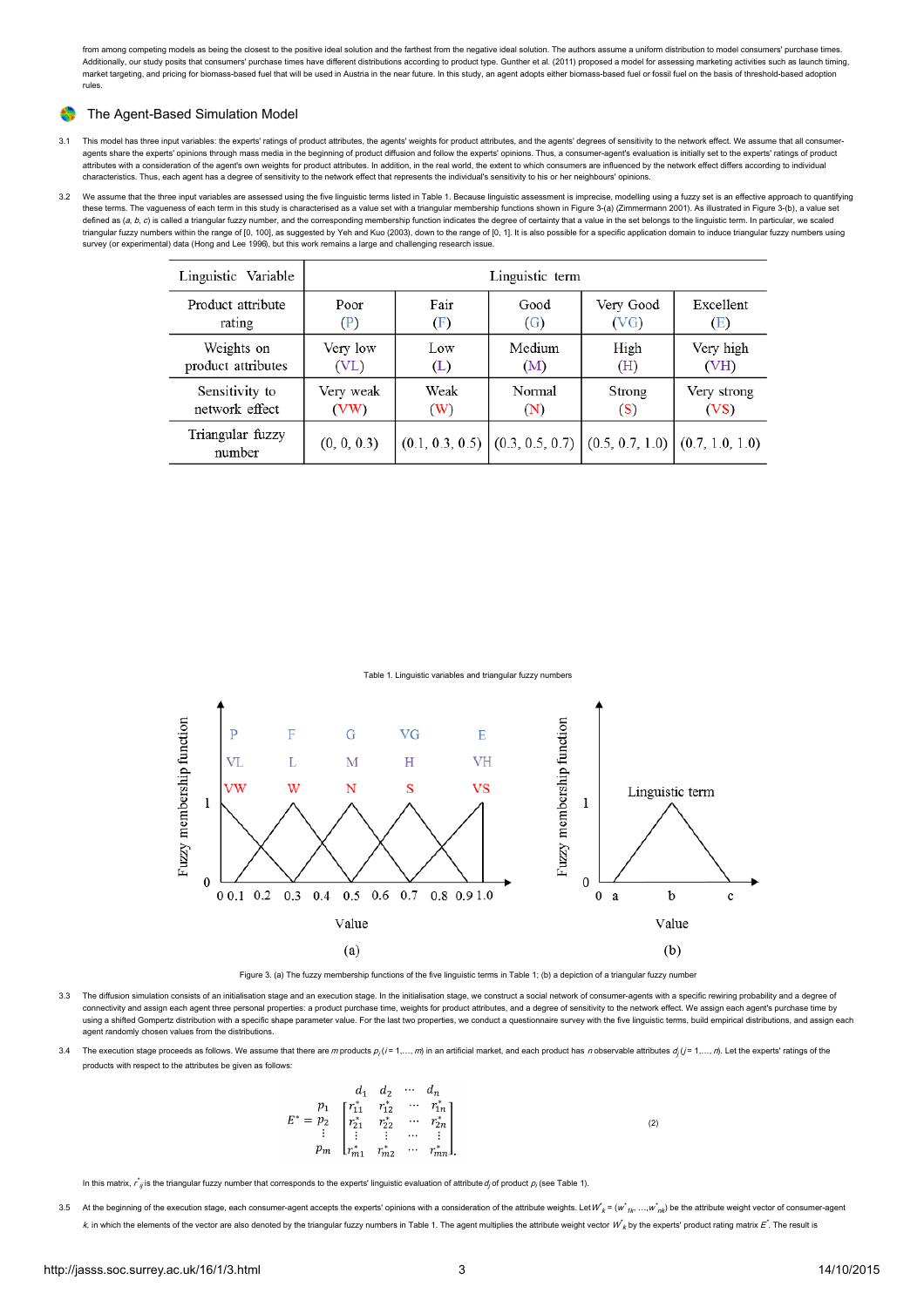from among competing models as being the closest to the positive ideal solution and the farthest from the negative ideal solution. The authors assume a uniform distribution to model consumers' purchase times. Additionally, our study posits that consumers' purchase times have different distributions according to product type. Gunther et al. (2011) proposed a model for assessing marketing activities such as launch timing, market targeting, and pricing for biomass-based fuel that will be used in Austria in the near future. In this study, an agent adopts either biomass-based fuel or fossil fuel on the basis of threshold-based adoption rules.

## The Agent-Based Simulation Model

3.1 This model has three input variables: the experts' ratings of product attributes, the agents' weights for product attributes, and the agents' degrees of sensitivity to the network effect. We assume that all consumer-agents share the experts' opinions through mass media in the beginning of product diffusion and follow the experts' opinions. Thus, a consumer-agent's evaluation is initially set to the experts' ratings of product attributes with a consideration of the agent's own weights for product attributes. In addition, in the real world, the extent to which consumers are influenced by the network effect differs according to individual characteristics. Thus, each agent has a degree of sensitivity to the network effect that represents the individual's sensitivity to his or her neighbours' opinions.

3.2 We assume that the three input variables are assessed using the five linguistic terms listed in Table 1. Because linguistic assessment is imprecise, modelling using a fuzzy set is an effective approach to quantifying these terms. The vagueness of each term in this study is characterised as a value set with a triangular membership functions shown in Figure 3-(a) (Zimmermann 2001). As illustrated in Figure 3-(b), a value set defined as $(a, b, c)$ is called a triangular fuzzy number, and the corresponding membership function indicates the degree of certainty that a value in the set belongs to the linguistic term. In particular, we scaled triangular fuzzy numbers within the range of [0, 100], as suggested by Yeh and Kuo (2003), down to the range of [0, 1]. It is also possible for a specific application domain to induce triangular fuzzy numbers using survey (or experimental) data (Hong and Lee 1996), but this work remains a large and challenging research issue.

| Linguistic Variable | Linguistic term | | | | |
|---|---|---|---|---|---|
| Product attribute rating | Poor (P) | Fair (F) | Good (G) | Very Good (VG) | Excellent (E) |
| Weights on product attributes | Very low (VL) | Low (L) | Medium (M) | High (H) | Very high (VH) |
| Sensitivity to network effect | Very weak (VW) | Weak (W) | Normal (N) | Strong (S) | Very strong (VS) |
| Triangular fuzzy number | (0, 0, 0.3) | (0.1, 0.3, 0.5) | (0.3, 0.5, 0.7) | (0.5, 0.7, 1.0) | (0.7, 1.0, 1.0) |

Table 1. Linguistic variables and triangular fuzzy numbers

Figure 3. (a) The fuzzy membership functions of the five linguistic terms in Table 1; (b) a depiction of a triangular fuzzy number

3.3 The diffusion simulation consists of an initialisation stage and an execution stage. In the initialisation stage, we construct a social network of consumer-agents with a specific rewiring probability and a degree of connectivity and assign each agent three personal properties: a product purchase time, weights for product attributes, and a degree of sensitivity to the network effect. We assign each agent's purchase time by using a shifted Gompertz distribution with a specific shape parameter value. For the last two properties, we conduct a questionnaire survey with the five linguistic terms, build empirical distributions, and assign each agent randomly chosen values from the distributions.

3.4 The execution stage proceeds as follows. We assume that there are $m$ products $p_i$ ($i$ = 1,..., $m$) in an artificial market, and each product has $n$ observable attributes $d_j$ ($j$ = 1,..., $n$). Let the experts' ratings of the products with respect to the attributes be given as follows:

$$E^* = \begin{array}{c} \\ p_1 \\ p_2 \\ \vdots \\ p_m \end{array} \begin{array}{c} \begin{array}{cccc} d_1 & d_2 & \cdots & d_n \end{array} \\ \begin{bmatrix} r_{11}^* & r_{12}^* & \cdots & r_{1n}^* \\ r_{21}^* & r_{22}^* & \cdots & r_{2n}^* \\ \vdots & \vdots & \cdots & \vdots \\ r_{m1}^* & r_{m2}^* & \cdots & r_{mn}^* \end{bmatrix} \end{array} \quad (2)$$

In this matrix, $r^*_{ij}$ is the triangular fuzzy number that corresponds to the experts' linguistic evaluation of attribute $d_j$ of product $p_i$ (see Table 1).

3.5 At the beginning of the execution stage, each consumer-agent accepts the experts' opinions with a consideration of the attribute weights. Let $W^*_k = (w^*_{1k}, \ldots, w^*_{nk})$ be the attribute weight vector of consumer-agent $k$, in which the elements of the vector are also denoted by the triangular fuzzy numbers in Table 1. The agent multiplies the attribute weight vector $W^*_k$ by the experts' product rating matrix $E^*$. The result is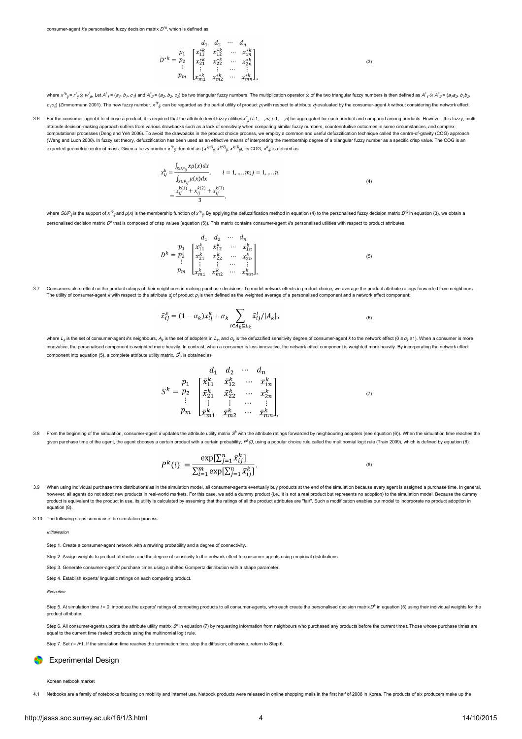consumer-agent $k$'s personalised fuzzy decision matrix $D^{*k}$, which is defined as

$$D^{*k} = \begin{array}{c} \\ p_1 \\ p_2 \\ \vdots \\ p_m \end{array} \begin{array}{c} \begin{array}{cccc} d_1 & d_2 & \cdots & d_n \end{array} \\ \begin{bmatrix} x_{11}^{*k} & x_{12}^{*k} & \cdots & x_{1n}^{*k} \\ x_{21}^{*k} & x_{22}^{*k} & \cdots & x_{2n}^{*k} \\ \vdots & \vdots & \cdots & \vdots \\ x_{m1}^{*k} & x_{m2}^{*k} & \cdots & x_{mn}^{*k} \end{bmatrix}, \end{array} \tag{3}$$

where $x^{*k}_{ij} = r^*_{ij} \otimes w^*_{jk}$. Let $A^*_1 = (a_1, b_1, c_1)$ and $A^*_2 = (a_2, b_2, c_2)$ be two triangular fuzzy numbers. The multiplication operator $\otimes$ of the two triangular fuzzy numbers is then defined as $A^*_1 \otimes A^*_2 = (a_1a_2, b_1b_2, c_1c_2)$ (Zimmermann 2001). The new fuzzy number, $x^{*k}_{ij}$, can be regarded as the partial utility of product $p_i$ with respect to attribute $d_j$ evaluated by the consumer-agent $k$ without considering the network effect.

3.6 For the consumer-agent $k$ to choose a product, it is required that the attribute-level fuzzy utilities $x^*_{ij}$ ($i$=1,…,$m$; $j$=1,…,$n$) be aggregated for each product and compared among products. However, this fuzzy, multi-attribute decision-making approach suffers from various drawbacks such as a lack of sensitivity when comparing similar fuzzy numbers, counterintuitive outcomes in some circumstances, and complex computational processes (Deng and Yeh 2006). To avoid the drawbacks in the product choice process, we employ a common and useful defuzzification technique called the centre-of-gravity (COG) approach (Wang and Luoh 2000). In fuzzy set theory, defuzzification has been used as an effective means of interpreting the membership degree of a triangular fuzzy number as a specific crisp value. The COG is an expected geometric centre of mass. Given a fuzzy number $x^{*k}_{ij}$ denoted as $(x^{k(1)}_{ij}, x^{k(2)}_{ij}, x^{k(3)}_{ij})$, its COG, $x^k_{ij}$, is defined as

$$\begin{aligned} x_{ij}^k &= \frac{\int_{SUP_{ij}} x\mu(x)dx}{\int_{SUP_{ij}} \mu(x)dx}, \qquad i = 1, \dots, m; j = 1, \dots, n. \\ &= \frac{x_{ij}^{k(1)} + x_{ij}^{k(2)} + x_{ij}^{k(3)}}{3}, \end{aligned} \tag{4}$$

where $SUP_{ij}$ is the support of $x^{*k}_{ij}$ and $\mu(x)$ is the membership function of $x^{*k}_{ij}$. By applying the defuzzification method in equation (4) to the personalised fuzzy decision matrix $D^{*k}$ in equation (3), we obtain a personalised decision matrix $D^k$ that is composed of crisp values (equation (5)). This matrix contains consumer-agent $k$'s personalised utilities with respect to product attributes.

$$D^{k} = \begin{array}{c} \\ p_1 \\ p_2 \\ \vdots \\ p_m \end{array} \begin{array}{c} \begin{array}{cccc} d_1 & d_2 & \cdots & d_n \end{array} \\ \begin{bmatrix} x_{11}^{k} & x_{12}^{k} & \cdots & x_{1n}^{k} \\ x_{21}^{k} & x_{22}^{k} & \cdots & x_{2n}^{k} \\ \vdots & \vdots & \cdots & \vdots \\ x_{m1}^{k} & x_{m2}^{k} & \cdots & x_{mn}^{k} \end{bmatrix}. \end{array} \tag{5}$$

3.7 Consumers also reflect on the product ratings of their neighbours in making purchase decisions. To model network effects in product choice, we average the product attribute ratings forwarded from neighbours. The utility of consumer-agent $k$ with respect to the attribute $d_j$ of product $p_i$ is then defined as the weighted average of a personalised component and a network effect component:

$$\bar{x}_{ij}^k = (1 - \alpha_k)x_{ij}^k + \alpha_k \sum_{l \in A_k \subseteq L_k} \bar{x}_{ij}^l / |A_k|, \tag{6}$$

where $L_k$ is the set of consumer-agent $k$'s neighbours, $A_k$ is the set of adopters in $L_k$, and $\alpha_k$ is the defuzzified sensitivity degree of consumer-agent $k$ to the network effect ($0 \leq \alpha_k \leq 1$). When a consumer is more innovative, the personalised component is weighted more heavily. In contrast, when a consumer is less innovative, the network effect component is weighted more heavily. By incorporating the network effect component into equation (5), a complete attribute utility matrix, $S^k$, is obtained as

$$S^{k} = \begin{array}{c} \\ p_1 \\ p_2 \\ \vdots \\ p_m \end{array} \begin{array}{c} \begin{array}{cccc} d_1 & d_2 & \cdots & d_n \end{array} \\ \begin{bmatrix} \bar{x}_{11}^{k} & \bar{x}_{12}^{k} & \cdots & \bar{x}_{1n}^{k} \\ \bar{x}_{21}^{k} & \bar{x}_{22}^{k} & \cdots & \bar{x}_{2n}^{k} \\ \vdots & \vdots & \cdots & \vdots \\ \bar{x}_{m1}^{k} & \bar{x}_{m2}^{k} & \cdots & \bar{x}_{mn}^{k} \end{bmatrix}. \end{array} \tag{7}$$

3.8 From the beginning of the simulation, consumer-agent $k$ updates the attribute utility matrix $S^k$ with the attribute ratings forwarded by neighbouring adopters (see equation (6)). When the simulation time reaches the given purchase time of the agent, the agent chooses a certain product with a certain probability, $P^k(i)$, using a popular choice rule called the multinomial logit rule (Train 2009), which is defined by equation (8):

$$P^k(i) = \frac{\exp[\sum_{j=1}^{n} \bar{x}_{ij}^k]}{\sum_{i=1}^{m} \exp[\sum_{j=1}^{n} \bar{x}_{ij}^k]}. \tag{8}$$

3.9 When using individual purchase time distributions as in the simulation model, all consumer-agents eventually buy products at the end of the simulation because every agent is assigned a purchase time. In general, however, all agents do not adopt new products in real-world markets. For this case, we add a dummy product (i.e., it is not a real product but represents no adoption) to the simulation model. Because the dummy product is equivalent to the product in use, its utility is calculated by assuming that the ratings of all the product attributes are "fair". Such a modification enables our model to incorporate no product adoption in equation (8).

3.10 The following steps summarise the simulation process:

*Initialisation*

Step 1. Create a consumer-agent network with a rewiring probability and a degree of connectivity.

Step 2. Assign weights to product attributes and the degree of sensitivity to the network effect to consumer-agents using empirical distributions.

Step 3. Generate consumer-agents' purchase times using a shifted Gompertz distribution with a shape parameter.

Step 4. Establish experts' linguistic ratings on each competing product.

*Execution*

Step 5. At simulation time $t$ = 0, introduce the experts' ratings of competing products to all consumer-agents, who each create the personalised decision matrix $D^k$ in equation (5) using their individual weights for the product attributes.

Step 6. All consumer-agents update the attribute utility matrix $S^k$ in equation (7) by requesting information from neighbours who purchased any products before the current time $t$. Those whose purchase times are equal to the current time $t$ select products using the multinomial logit rule.

Step 7. Set $t$ = $t$+1. If the simulation time reaches the termination time, stop the diffusion; otherwise, return to Step 6.

## Experimental Design

Korean netbook market

4.1 Netbooks are a family of notebooks focusing on mobility and Internet use. Netbook products were released in online shopping malls in the first half of 2008 in Korea. The products of six producers make up the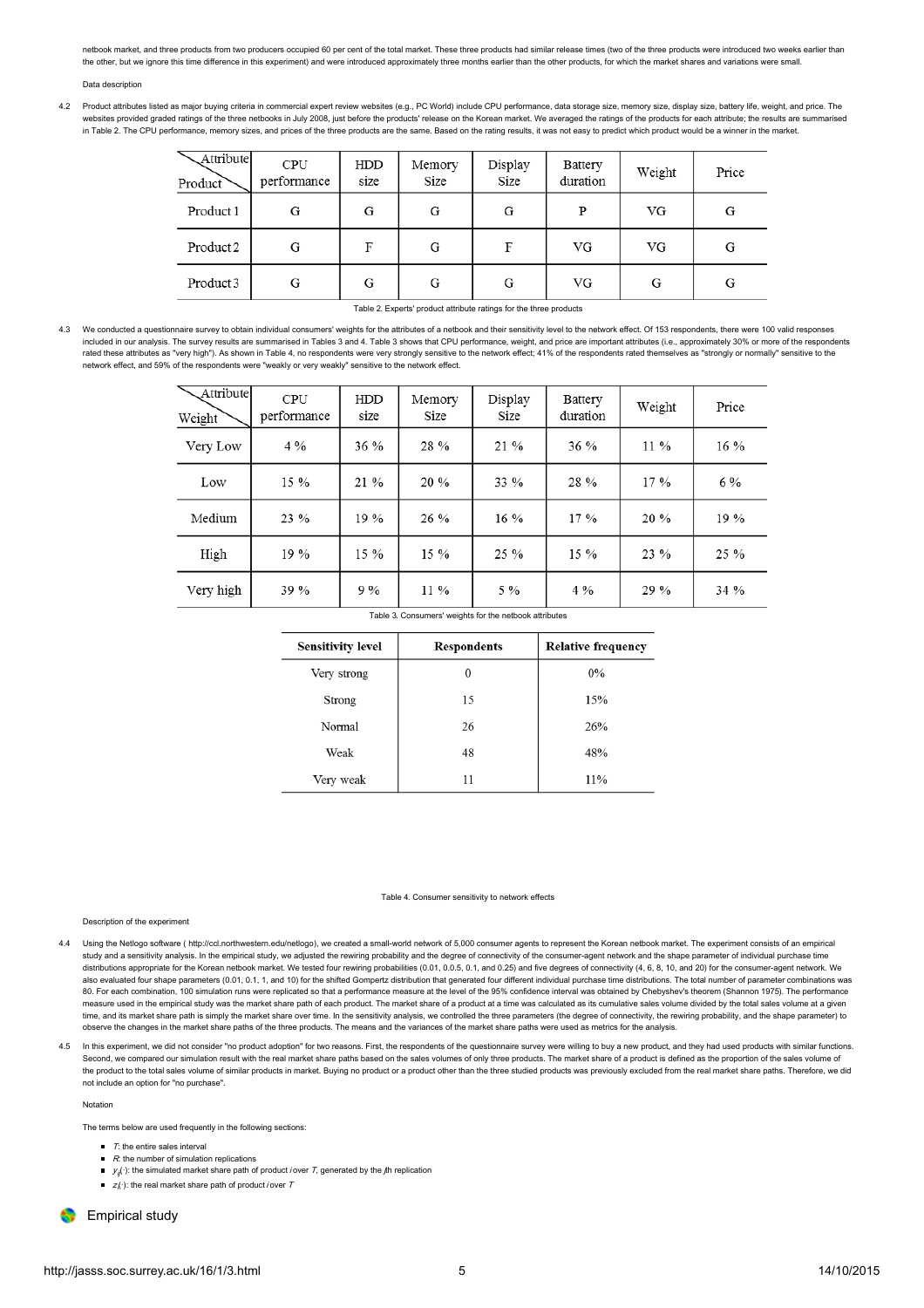netbook market, and three products from two producers occupied 60 per cent of the total market. These three products had similar release times (two of the three products were introduced two weeks earlier than the other, but we ignore this time difference in this experiment) and were introduced approximately three months earlier than the other products, for which the market shares and variations were small.

Data description

4.2 Product attributes listed as major buying criteria in commercial expert review websites (e.g., PC World) include CPU performance, data storage size, memory size, display size, battery life, weight, and price. The websites provided graded ratings of the three netbooks in July 2008, just before the products' release on the Korean market. We averaged the ratings of the products for each attribute; the results are summarised in Table 2. The CPU performance, memory sizes, and prices of the three products are the same. Based on the rating results, it was not easy to predict which product would be a winner in the market.

| Product \ Attribute | CPU performance | HDD size | Memory Size | Display Size | Battery duration | Weight | Price |
|---|---|---|---|---|---|---|---|
| Product 1 | G | G | G | G | P | VG | G |
| Product 2 | G | F | G | F | VG | VG | G |
| Product 3 | G | G | G | G | VG | G | G |

Table 2. Experts' product attribute ratings for the three products

4.3 We conducted a questionnaire survey to obtain individual consumers' weights for the attributes of a netbook and their sensitivity level to the network effect. Of 153 respondents, there were 100 valid responses included in our analysis. The survey results are summarised in Tables 3 and 4. Table 3 shows that CPU performance, weight, and price are important attributes (i.e., approximately 30% or more of the respondents rated these attributes as "very high"). As shown in Table 4, no respondents were very strongly sensitive to the network effect; 41% of the respondents rated themselves as "strongly or normally" sensitive to the network effect, and 59% of the respondents were "weakly or very weakly" sensitive to the network effect.

| Weight \ Attribute | CPU performance | HDD size | Memory Size | Display Size | Battery duration | Weight | Price |
|---|---|---|---|---|---|---|---|
| Very Low | 4 % | 36 % | 28 % | 21 % | 36 % | 11 % | 16 % |
| Low | 15 % | 21 % | 20 % | 33 % | 28 % | 17 % | 6 % |
| Medium | 23 % | 19 % | 26 % | 16 % | 17 % | 20 % | 19 % |
| High | 19 % | 15 % | 15 % | 25 % | 15 % | 23 % | 25 % |
| Very high | 39 % | 9 % | 11 % | 5 % | 4 % | 29 % | 34 % |

Table 3. Consumers' weights for the netbook attributes

| Sensitivity level | Respondents | Relative frequency |
|---|---|---|
| Very strong | 0 | 0% |
| Strong | 15 | 15% |
| Normal | 26 | 26% |
| Weak | 48 | 48% |
| Very weak | 11 | 11% |

Table 4. Consumer sensitivity to network effects

Description of the experiment

4.4 Using the Netlogo software ( http://ccl.northwestern.edu/netlogo), we created a small-world network of 5,000 consumer agents to represent the Korean netbook market. The experiment consists of an empirical study and a sensitivity analysis. In the empirical study, we adjusted the rewiring probability and the degree of connectivity of the consumer-agent network and the shape parameter of individual purchase time distributions appropriate for the Korean netbook market. We tested four rewiring probabilities (0.01, 0.0.5, 0.1, and 0.25) and five degrees of connectivity (4, 6, 8, 10, and 20) for the consumer-agent network. We also evaluated four shape parameters (0.01, 0.1, 1, and 10) for the shifted Gompertz distribution that generated four different individual purchase time distributions. The total number of parameter combinations was 80. For each combination, 100 simulation runs were replicated so that a performance measure at the level of the 95% confidence interval was obtained by Chebyshev's theorem (Shannon 1975). The performance measure used in the empirical study was the market share path of each product. The market share of a product at a time was calculated as its cumulative sales volume divided by the total sales volume at a given time, and its market share path is simply the market share over time. In the sensitivity analysis, we controlled the three parameters (the degree of connectivity, the rewiring probability, and the shape parameter) to observe the changes in the market share paths of the three products. The means and the variances of the market share paths were used as metrics for the analysis.

4.5 In this experiment, we did not consider "no product adoption" for two reasons. First, the respondents of the questionnaire survey were willing to buy a new product, and they had used products with similar functions. Second, we compared our simulation result with the real market share paths based on the sales volumes of only three products. The market share of a product is defined as the proportion of the sales volume of the product to the total sales volume of similar products in market. Buying no product or a product other than the three studied products was previously excluded from the real market share paths. Therefore, we did not include an option for "no purchase".

Notation

The terms below are used frequently in the following sections:

- $T$: the entire sales interval
- $R$: the number of simulation replications
- $y_{ij}(\cdot)$: the simulated market share path of product $i$ over $T$, generated by the $j$th replication
- $z_i(\cdot)$: the real market share path of product $i$ over $T$

## Empirical study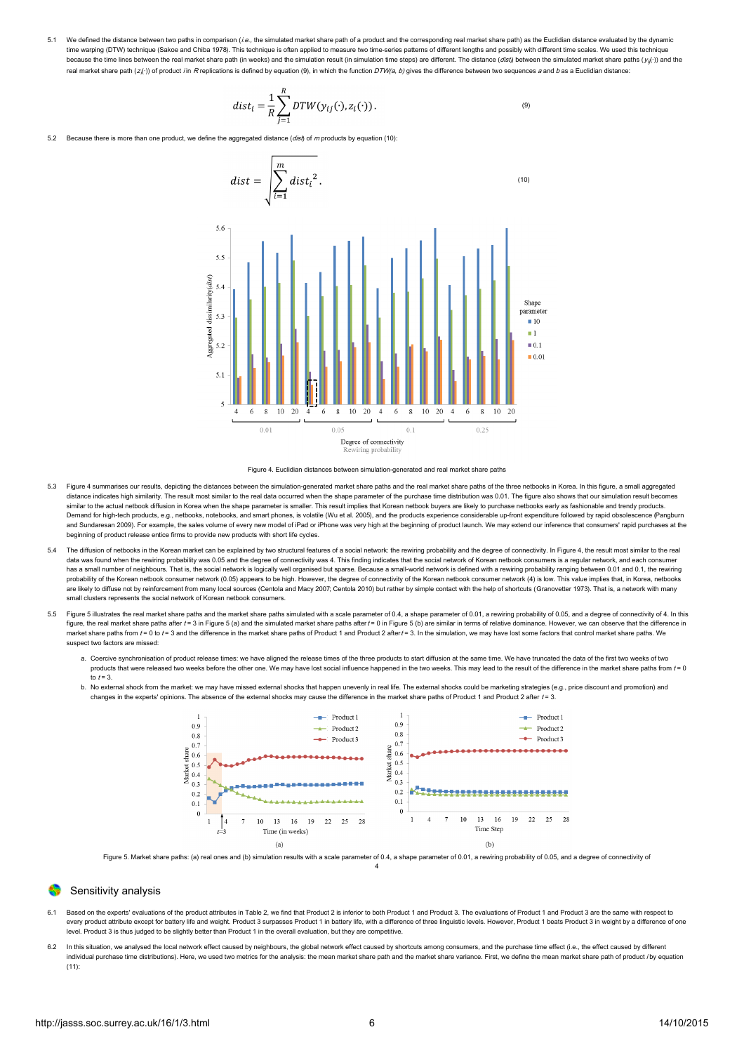5.1 We defined the distance between two paths in comparison (*i.e.*, the simulated market share path of a product and the corresponding real market share path) as the Euclidian distance evaluated by the dynamic time warping (DTW) technique (Sakoe and Chiba 1978). This technique is often applied to measure two time-series patterns of different lengths and possibly with different time scales. We used this technique because the time lines between the real market share path (in weeks) and the simulation result (in simulation time steps) are different. The distance ($dist_i$) between the simulated market share paths ($y_{ij}(\cdot)$) and the real market share path ($z_i(\cdot)$) of product $i$ in $R$ replications is defined by equation (9), in which the function $DTW(a, b)$ gives the difference between two sequences $a$ and $b$ as a Euclidian distance:

$$dist_i = \frac{1}{R}\sum_{j=1}^{R} DTW(y_{ij}(\cdot), z_i(\cdot)). \tag{9}$$

5.2 Because there is more than one product, we define the aggregated distance ($dist$) of $m$ products by equation (10):

$$dist = \sqrt{\sum_{i=1}^{m} {dist_i}^2}. \tag{10}$$

Figure 4. Euclidian distances between simulation-generated and real market share paths

5.3 Figure 4 summarises our results, depicting the distances between the simulation-generated market share paths and the real market share paths of the three netbooks in Korea. In this figure, a small aggregated distance indicates high similarity. The result most similar to the real data occurred when the shape parameter of the purchase time distribution was 0.01. The figure also shows that our simulation result becomes similar to the actual netbook diffusion in Korea when the shape parameter is smaller. This result implies that Korean netbook buyers are likely to purchase netbooks early as fashionable and trendy products. Demand for high-tech products, e.g., netbooks, notebooks, and smart phones, is volatile (Wu et al. 2005), and the products experience considerable up-front expenditure followed by rapid obsolescence (Pangburn and Sundaresan 2009). For example, the sales volume of every new model of iPad or iPhone was very high at the beginning of product launch. We may extend our inference that consumers' rapid purchases at the beginning of product release entice firms to provide new products with short life cycles.

5.4 The diffusion of netbooks in the Korean market can be explained by two structural features of a social network: the rewiring probability and the degree of connectivity. In Figure 4, the result most similar to the real data was found when the rewiring probability was 0.05 and the degree of connectivity was 4. This finding indicates that the social network of Korean netbook consumers is a regular network, and each consumer has a small number of neighbours. That is, the social network is logically well organised but sparse. Because a small-world network is defined with a rewiring probability ranging between 0.01 and 0.1, the rewiring probability of the Korean netbook consumer network (0.05) appears to be high. However, the degree of connectivity of the Korean netbook consumer network (4) is low. This value implies that, in Korea, netbooks are likely to diffuse not by reinforcement from many local sources (Centola and Macy 2007; Centola 2010) but rather by simple contact with the help of shortcuts (Granovetter 1973). That is, a network with many small clusters represents the social network of Korean netbook consumers.

5.5 Figure 5 illustrates the real market share paths and the market share paths simulated with a scale parameter of 0.4, a shape parameter of 0.01, a rewiring probability of 0.05, and a degree of connectivity of 4. In this figure, the real market share paths after $t = 3$ in Figure 5 (a) and the simulated market share paths after $t = 0$ in Figure 5 (b) are similar in terms of relative dominance. However, we can observe that the difference in market share paths from $t = 0$ to $t = 3$ and the difference in the market share paths of Product 1 and Product 2 after $t = 3$. In the simulation, we may have lost some factors that control market share paths. We suspect two factors are missed:

a. Coercive synchronisation of product release times: we have aligned the release times of the three products to start diffusion at the same time. We have truncated the data of the first two weeks of two products that were released two weeks before the other one. We may have lost social influence happened in the two weeks. This may lead to the result of the difference in the market share paths from $t = 0$ to $t = 3$.
b. No external shock from the market: we may have missed external shocks that happen unevenly in real life. The external shocks could be marketing strategies (e.g., price discount and promotion) and changes in the experts' opinions. The absence of the external shocks may cause the difference in the market share paths of Product 1 and Product 2 after $t = 3$.

Figure 5. Market share paths: (a) real ones and (b) simulation results with a scale parameter of 0.4, a shape parameter of 0.01, a rewiring probability of 0.05, and a degree of connectivity of 4

## Sensitivity analysis

6.1 Based on the experts' evaluations of the product attributes in Table 2, we find that Product 2 is inferior to both Product 1 and Product 3. The evaluations of Product 1 and Product 3 are the same with respect to every product attribute except for battery life and weight. Product 3 surpasses Product 1 in battery life, with a difference of three linguistic levels. However, Product 1 beats Product 3 in weight by a difference of one level. Product 3 is thus judged to be slightly better than Product 1 in the overall evaluation, but they are competitive.

6.2 In this situation, we analysed the local network effect caused by neighbours, the global network effect caused by shortcuts among consumers, and the purchase time effect (i.e., the effect caused by different individual purchase time distributions). Here, we used two metrics for the analysis: the mean market share path and the market share variance. First, we define the mean market share path of product $i$ by equation (11):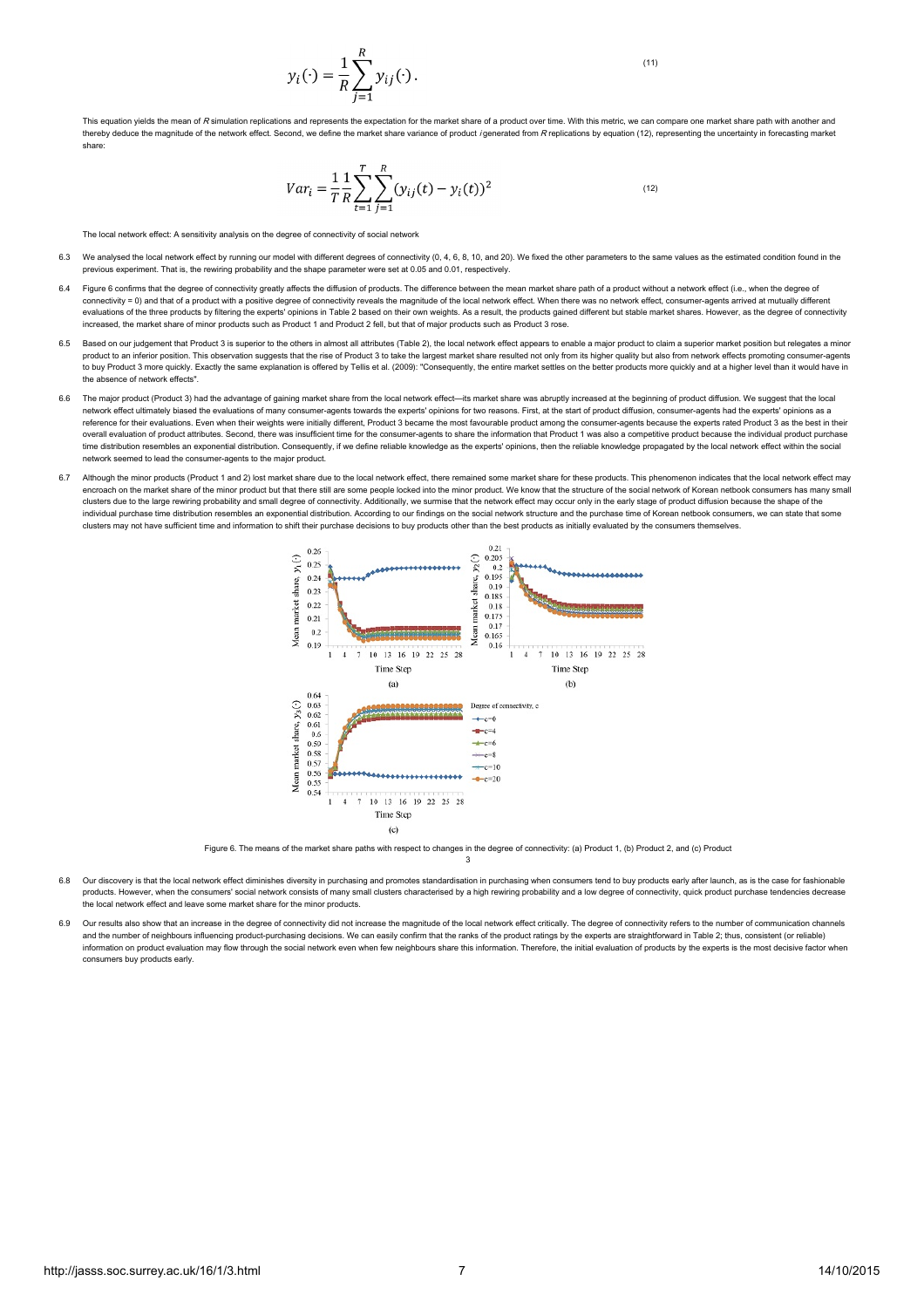$$y_i(\cdot) = \frac{1}{R}\sum_{j=1}^{R} y_{ij}(\cdot). \qquad (11)$$

This equation yields the mean of $R$ simulation replications and represents the expectation for the market share of a product over time. With this metric, we can compare one market share path with another and thereby deduce the magnitude of the network effect. Second, we define the market share variance of product $i$ generated from $R$ replications by equation (12), representing the uncertainty in forecasting market share:

$$Var_i = \frac{1}{T}\frac{1}{R}\sum_{t=1}^{T}\sum_{j=1}^{R}(y_{ij}(t) - y_i(t))^2 \qquad (12)$$

### The local network effect: A sensitivity analysis on the degree of connectivity of social network

6.3 We analysed the local network effect by running our model with different degrees of connectivity (0, 4, 6, 8, 10, and 20). We fixed the other parameters to the same values as the estimated condition found in the previous experiment. That is, the rewiring probability and the shape parameter were set at 0.05 and 0.01, respectively.

6.4 Figure 6 confirms that the degree of connectivity greatly affects the diffusion of products. The difference between the mean market share path of a product without a network effect (i.e., when the degree of connectivity = 0) and that of a product with a positive degree of connectivity reveals the magnitude of the local network effect. When there was no network effect, consumer-agents arrived at mutually different evaluations of the three products by filtering the experts' opinions in Table 2 based on their own weights. As a result, the products gained different but stable market shares. However, as the degree of connectivity increased, the market share of minor products such as Product 1 and Product 2 fell, but that of major products such as Product 3 rose.

6.5 Based on our judgement that Product 3 is superior to the others in almost all attributes (Table 2), the local network effect appears to enable a major product to claim a superior market position but relegates a minor product to an inferior position. This observation suggests that the rise of Product 3 to take the largest market share resulted not only from its higher quality but also from network effects promoting consumer-agents to buy Product 3 more quickly. Exactly the same explanation is offered by Tellis et al. (2009): "Consequently, the entire market settles on the better products more quickly and at a higher level than it would have in the absence of network effects".

6.6 The major product (Product 3) had the advantage of gaining market share from the local network effect—its market share was abruptly increased at the beginning of product diffusion. We suggest that the local network effect ultimately biased the evaluations of many consumer-agents towards the experts' opinions for two reasons. First, at the start of product diffusion, consumer-agents had the experts' opinions as a reference for their evaluations. Even when their weights were initially different, Product 3 became the most favourable product among the consumer-agents because the experts rated Product 3 as the best in their overall evaluation of product attributes. Second, there was insufficient time for the consumer-agents to share the information that Product 1 was also a competitive product because the individual product purchase time distribution resembles an exponential distribution. Consequently, if we define reliable knowledge as the experts' opinions, then the reliable knowledge propagated by the local network effect within the social network seemed to lead the consumer-agents to the major product.

6.7 Although the minor products (Product 1 and 2) lost market share due to the local network effect, there remained some market share for these products. This phenomenon indicates that the local network effect may encroach on the market share of the minor product but that there still are some people locked into the minor product. We know that the structure of the social network of Korean netbook consumers has many small clusters due to the large rewiring probability and small degree of connectivity. Additionally, we surmise that the network effect may occur only in the early stage of product diffusion because the shape of the individual purchase time distribution resembles an exponential distribution. According to our findings on the social network structure and the purchase time of Korean netbook consumers, we can state that some clusters may not have sufficient time and information to shift their purchase decisions to buy products other than the best products as initially evaluated by the consumers themselves.

Figure 6. The means of the market share paths with respect to changes in the degree of connectivity: (a) Product 1, (b) Product 2, and (c) Product 3

6.8 Our discovery is that the local network effect diminishes diversity in purchasing and promotes standardisation in purchasing when consumers tend to buy products early after launch, as is the case for fashionable products. However, when the consumers' social network consists of many small clusters characterised by a high rewiring probability and a low degree of connectivity, quick product purchase tendencies decrease the local network effect and leave some market share for the minor products.

6.9 Our results also show that an increase in the degree of connectivity did not increase the magnitude of the local network effect critically. The degree of connectivity refers to the number of communication channels and the number of neighbours influencing product-purchasing decisions. We can easily confirm that the ranks of the product ratings by the experts are straightforward in Table 2; thus, consistent (or reliable) information on product evaluation may flow through the social network even when few neighbours share this information. Therefore, the initial evaluation of products by the experts is the most decisive factor when consumers buy products early.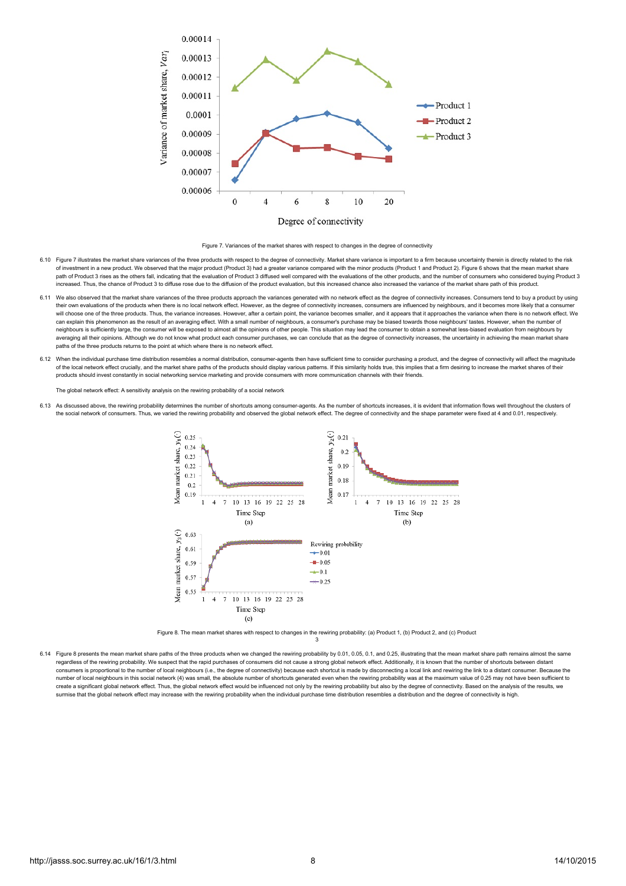Figure 7. Variances of the market shares with respect to changes in the degree of connectivity

6.10 Figure 7 illustrates the market share variances of the three products with respect to the degree of connectivity. Market share variance is important to a firm because uncertainty therein is directly related to the risk of investment in a new product. We observed that the major product (Product 3) had a greater variance compared with the minor products (Product 1 and Product 2). Figure 6 shows that the mean market share path of Product 3 rises as the others fall, indicating that the evaluation of Product 3 diffused well compared with the evaluations of the other products, and the number of consumers who considered buying Product 3 increased. Thus, the chance of Product 3 to diffuse rose due to the diffusion of the product evaluation, but this increased chance also increased the variance of the market share path of this product.

6.11 We also observed that the market share variances of the three products approach the variances generated with no network effect as the degree of connectivity increases. Consumers tend to buy a product by using their own evaluations of the products when there is no local network effect. However, as the degree of connectivity increases, consumers are influenced by neighbours, and it becomes more likely that a consumer will choose one of the three products. Thus, the variance increases. However, after a certain point, the variance becomes smaller, and it appears that it approaches the variance when there is no network effect. We can explain this phenomenon as the result of an averaging effect. With a small number of neighbours, a consumer's purchase may be biased towards those neighbours' tastes. However, when the number of neighbours is sufficiently large, the consumer will be exposed to almost all the opinions of other people. This situation may lead the consumer to obtain a somewhat less-biased evaluation from neighbours by averaging all their opinions. Although we do not know what product each consumer purchases, we can conclude that as the degree of connectivity increases, the uncertainty in achieving the mean market share paths of the three products returns to the point at which where there is no network effect.

6.12 When the individual purchase time distribution resembles a normal distribution, consumer-agents then have sufficient time to consider purchasing a product, and the degree of connectivity will affect the magnitude of the local network effect crucially, and the market share paths of the products should display various patterns. If this similarity holds true, this implies that a firm desiring to increase the market shares of their products should invest constantly in social networking service marketing and provide consumers with more communication channels with their friends.

The global network effect: A sensitivity analysis on the rewiring probability of a social network

6.13 As discussed above, the rewiring probability determines the number of shortcuts among consumer-agents. As the number of shortcuts increases, it is evident that information flows well throughout the clusters of the social network of consumers. Thus, we varied the rewiring probability and observed the global network effect. The degree of connectivity and the shape parameter were fixed at 4 and 0.01, respectively.

Figure 8. The mean market shares with respect to changes in the rewiring probability: (a) Product 1, (b) Product 2, and (c) Product 3

6.14 Figure 8 presents the mean market share paths of the three products when we changed the rewiring probability by 0.01, 0.05, 0.1, and 0.25, illustrating that the mean market share path remains almost the same regardless of the rewiring probability. We suspect that the rapid purchases of consumers did not cause a strong global network effect. Additionally, it is known that the number of shortcuts between distant consumers is proportional to the number of local neighbours (i.e., the degree of connectivity) because each shortcut is made by disconnecting a local link and rewiring the link to a distant consumer. Because the number of local neighbours in this social network (4) was small, the absolute number of shortcuts generated even when the rewiring probability was at the maximum value of 0.25 may not have been sufficient to create a significant global network effect. Thus, the global network effect would be influenced not only by the rewiring probability but also by the degree of connectivity. Based on the analysis of the results, we surmise that the global network effect may increase with the rewiring probability when the individual purchase time distribution resembles a distribution and the degree of connectivity is high.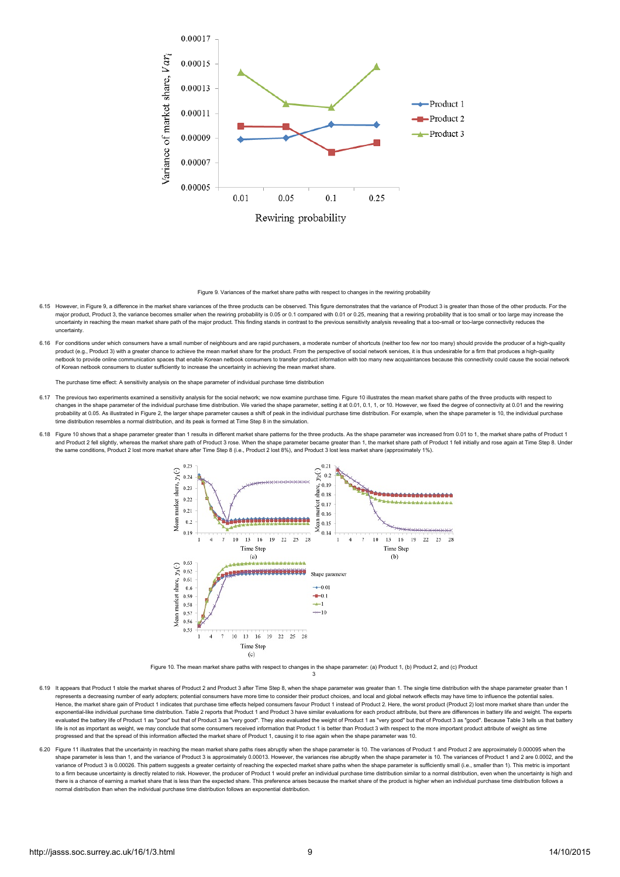Figure 9. Variances of the market share paths with respect to changes in the rewiring probability

6.15 However, in Figure 9, a difference in the market share variances of the three products can be observed. This figure demonstrates that the variance of Product 3 is greater than those of the other products. For the major product, Product 3, the variance becomes smaller when the rewiring probability is 0.05 or 0.1 compared with 0.01 or 0.25, meaning that a rewiring probability that is too small or too large may increase the uncertainty in reaching the mean market share path of the major product. This finding stands in contrast to the previous sensitivity analysis revealing that a too-small or too-large connectivity reduces the uncertainty.

6.16 For conditions under which consumers have a small number of neighbours and are rapid purchasers, a moderate number of shortcuts (neither too few nor too many) should provide the producer of a high-quality product (e.g., Product 3) with a greater chance to achieve the mean market share for the product. From the perspective of social network services, it is thus undesirable for a firm that produces a high-quality netbook to provide online communication spaces that enable Korean netbook consumers to transfer product information with too many new acquaintances because this connectivity could cause the social network of Korean netbook consumers to cluster sufficiently to increase the uncertainty in achieving the mean market share.

The purchase time effect: A sensitivity analysis on the shape parameter of individual purchase time distribution

6.17 The previous two experiments examined a sensitivity analysis for the social network; we now examine purchase time. Figure 10 illustrates the mean market share paths of the three products with respect to changes in the shape parameter of the individual purchase time distribution. We varied the shape parameter, setting it at 0.01, 0.1, 1, or 10. However, we fixed the degree of connectivity at 0.01 and the rewiring probability at 0.05. As illustrated in Figure 2, the larger shape parameter causes a shift of peak in the individual purchase time distribution. For example, when the shape parameter is 10, the individual purchase time distribution resembles a normal distribution, and its peak is formed at Time Step 8 in the simulation.

6.18 Figure 10 shows that a shape parameter greater than 1 results in different market share patterns for the three products. As the shape parameter was increased from 0.01 to 1, the market share paths of Product 1 and Product 2 fell slightly, whereas the market share path of Product 3 rose. When the shape parameter became greater than 1, the market share path of Product 1 fell initially and rose again at Time Step 8. Under the same conditions, Product 2 lost more market share after Time Step 8 (i.e., Product 2 lost 8%), and Product 3 lost less market share (approximately 1%).

Figure 10. The mean market share paths with respect to changes in the shape parameter: (a) Product 1, (b) Product 2, and (c) Product 3

6.19 It appears that Product 1 stole the market shares of Product 2 and Product 3 after Time Step 8, when the shape parameter was greater than 1. The single time distribution with the shape parameter greater than 1 represents a decreasing number of early adopters; potential consumers have more time to consider their product choices, and local and global network effects may have time to influence the potential sales. Hence, the market share gain of Product 1 indicates that purchase time effects helped consumers favour Product 1 instead of Product 2. Here, the worst product (Product 2) lost more market share than under the exponential-like individual purchase time distribution. Table 2 reports that Product 1 and Product 3 have similar evaluations for each product attribute, but there are differences in battery life and weight. The experts evaluated the battery life of Product 1 as "poor" but that of Product 3 as "very good". They also evaluated the weight of Product 1 as "very good" but that of Product 3 as "good". Because Table 3 tells us that battery life is not as important as weight, we may conclude that some consumers received information that Product 1 is better than Product 3 with respect to the more important product attribute of weight as time progressed and that the spread of this information affected the market share of Product 1, causing it to rise again when the shape parameter was 10.

6.20 Figure 11 illustrates that the uncertainty in reaching the mean market share paths rises abruptly when the shape parameter is 10. The variances of Product 1 and Product 2 are approximately 0.000095 when the shape parameter is less than 1, and the variance of Product 3 is approximately 0.00013. However, the variances rise abruptly when the shape parameter is 10. The variances of Product 1 and 2 are 0.0002, and the variance of Product 3 is 0.00026. This pattern suggests a greater certainty of reaching the expected market share paths when the shape parameter is sufficiently small (i.e., smaller than 1). This metric is important to a firm because uncertainty is directly related to risk. However, the producer of Product 1 would prefer an individual purchase time distribution similar to a normal distribution, even when the uncertainty is high and there is a chance of earning a market share that is less than the expected share. This preference arises because the market share of the product is higher when an individual purchase time distribution follows a normal distribution than when the individual purchase time distribution follows an exponential distribution.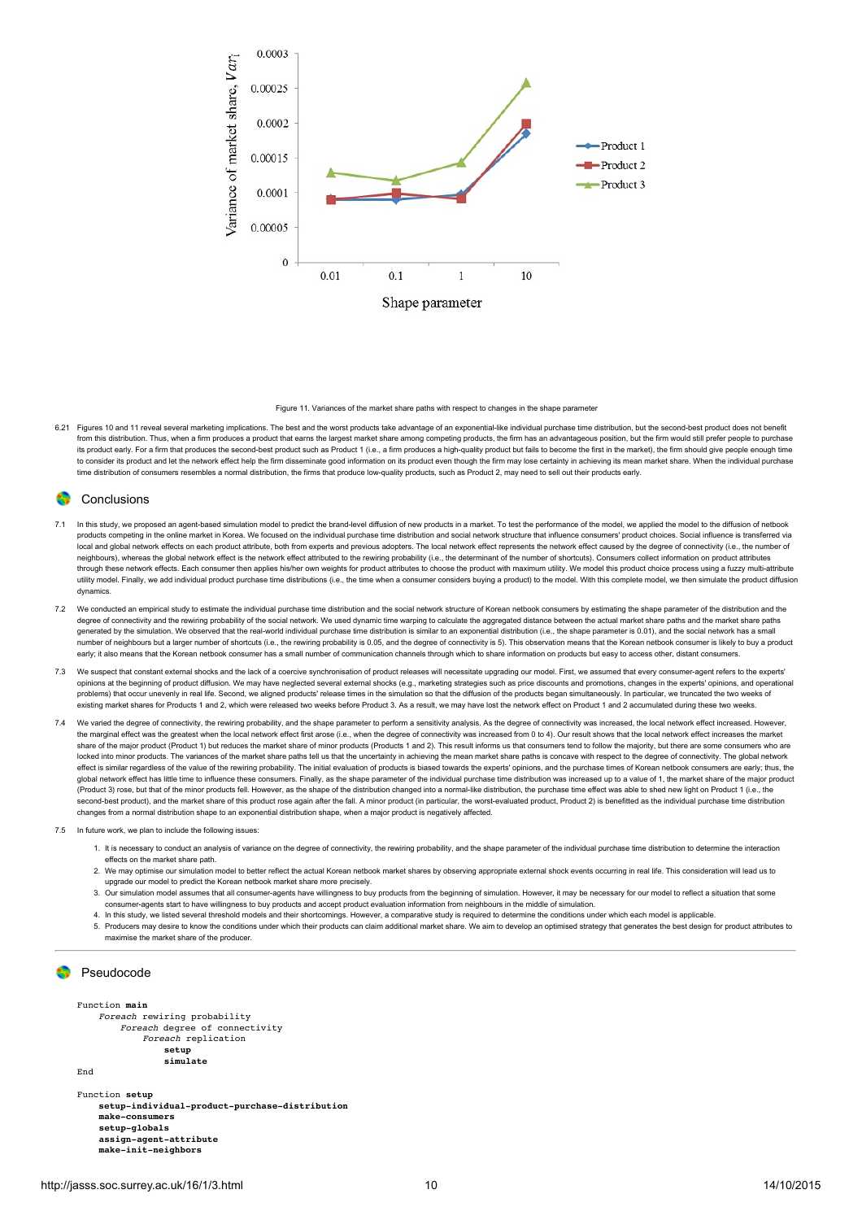Figure 11. Variances of the market share paths with respect to changes in the shape parameter

6.21 Figures 10 and 11 reveal several marketing implications. The best and the worst products take advantage of an exponential-like individual purchase time distribution, but the second-best product does not benefit from this distribution. Thus, when a firm produces a product that earns the largest market share among competing products, the firm has an advantageous position, but the firm would still prefer people to purchase its product early. For a firm that produces the second-best product such as Product 1 (i.e., a firm produces a high-quality product but fails to become the first in the market), the firm should give people enough time to consider its product and let the network effect help the firm disseminate good information on its product even though the firm may lose certainty in achieving its mean market share. When the individual purchase time distribution of consumers resembles a normal distribution, the firms that produce low-quality products, such as Product 2, may need to sell out their products early.

## Conclusions

7.1 In this study, we proposed an agent-based simulation model to predict the brand-level diffusion of new products in a market. To test the performance of the model, we applied the model to the diffusion of netbook products competing in the online market in Korea. We focused on the individual purchase time distribution and social network structure that influence consumers' product choices. Social influence is transferred via local and global network effects on each product attribute, both from experts and previous adopters. The local network effect represents the network effect caused by the degree of connectivity (i.e., the number of neighbours), whereas the global network effect is the network effect attributed to the rewiring probability (i.e., the determinant of the number of shortcuts). Consumers collect information on product attributes through these network effects. Each consumer then applies his/her own weights for product attributes to choose the product with maximum utility. We model this product choice process using a fuzzy multi-attribute utility model. Finally, we add individual product purchase time distributions (i.e., the time when a consumer considers buying a product) to the model. With this complete model, we then simulate the product diffusion dynamics.

7.2 We conducted an empirical study to estimate the individual purchase time distribution and the social network structure of Korean netbook consumers by estimating the shape parameter of the distribution and the degree of connectivity and the rewiring probability of the social network. We used dynamic time warping to calculate the aggregated distance between the actual market share paths and the market share paths generated by the simulation. We observed that the real-world individual purchase time distribution is similar to an exponential distribution (i.e., the shape parameter is 0.01), and the social network has a small number of neighbours but a larger number of shortcuts (i.e., the rewiring probability is 0.05, and the degree of connectivity is 5). This observation means that the Korean netbook consumer is likely to buy a product early; it also means that the Korean netbook consumer has a small number of communication channels through which to share information on products but easy to access other, distant consumers.

7.3 We suspect that constant external shocks and the lack of a coercive synchronisation of product releases will necessitate upgrading our model. First, we assumed that every consumer-agent refers to the experts' opinions at the beginning of product diffusion. We may have neglected several external shocks (e.g., marketing strategies such as price discounts and promotions, changes in the experts' opinions, and operational problems) that occur unevenly in real life. Second, we aligned products' release times in the simulation so that the diffusion of the products began simultaneously. In particular, we truncated the two weeks of existing market shares for Products 1 and 2, which were released two weeks before Product 3. As a result, we may have lost the network effect on Product 1 and 2 accumulated during these two weeks.

7.4 We varied the degree of connectivity, the rewiring probability, and the shape parameter to perform a sensitivity analysis. As the degree of connectivity was increased, the local network effect increased. However, the marginal effect was the greatest when the local network effect first arose (i.e., when the degree of connectivity was increased from 0 to 4). Our result shows that the local network effect increases the market share of the major product (Product 1) but reduces the market share of minor products (Products 1 and 2). This result informs us that consumers tend to follow the majority, but there are some consumers who are locked into minor products. The variances of the market share paths tell us that the uncertainty in achieving the mean market share paths is concave with respect to the degree of connectivity. The global network effect is similar regardless of the value of the rewiring probability. The initial evaluation of products is biased towards the experts' opinions, and the purchase times of Korean netbook consumers are early; thus, the global network effect has little time to influence these consumers. Finally, as the shape parameter of the individual purchase time distribution was increased up to a value of 1, the market share of the major product (Product 3) rose, but that of the minor products fell. However, as the shape of the distribution changed into a normal-like distribution, the purchase time effect was able to shed new light on Product 1 (i.e., the second-best product), and the market share of this product rose again after the fall. A minor product (in particular, the worst-evaluated product, Product 2) is benefitted as the individual purchase time distribution changes from a normal distribution shape to an exponential distribution shape, when a major product is negatively affected.

7.5 In future work, we plan to include the following issues:

1. It is necessary to conduct an analysis of variance on the degree of connectivity, the rewiring probability, and the shape parameter of the individual purchase time distribution to determine the interaction effects on the market share path.
2. We may optimise our simulation model to better reflect the actual Korean netbook market shares by observing appropriate external shock events occurring in real life. This consideration will lead us to upgrade our model to predict the Korean netbook market share more precisely.
3. Our simulation model assumes that all consumer-agents have willingness to buy products from the beginning of simulation. However, it may be necessary for our model to reflect a situation that some consumer-agents start to have willingness to buy products and accept product evaluation information from neighbours in the middle of simulation.
4. In this study, we listed several threshold models and their shortcomings. However, a comparative study is required to determine the conditions under which each model is applicable.
5. Producers may desire to know the conditions under which their products can claim additional market share. We aim to develop an optimised strategy that generates the best design for product attributes to maximise the market share of the producer.

## Pseudocode

```
Function main
    Foreach rewiring probability
        Foreach degree of connectivity
            Foreach replication
                setup
                simulate
End

Function setup
    setup-individual-product-purchase-distribution
    make-consumers
    setup-globals
    assign-agent-attribute
    make-init-neighbors
```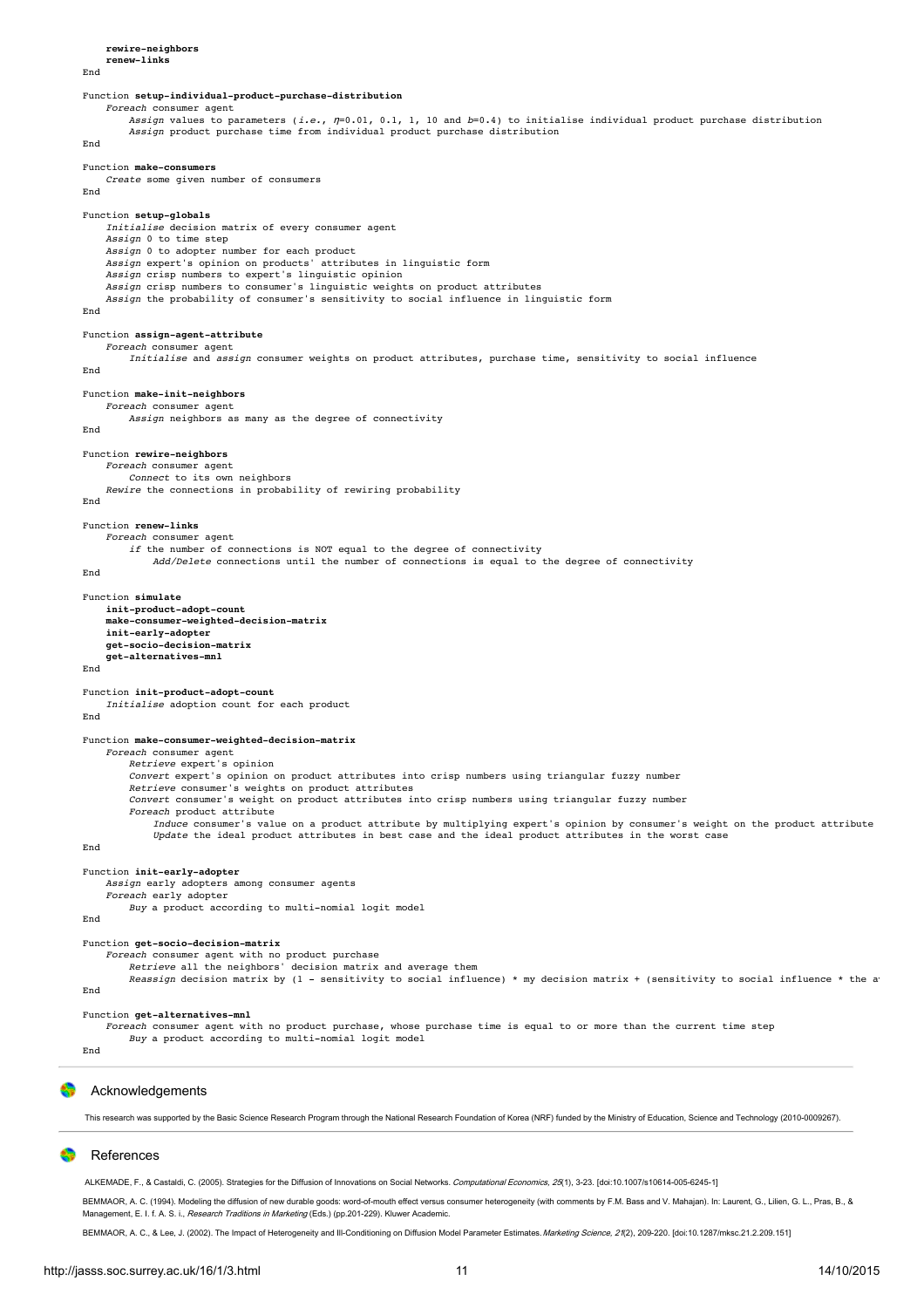```
    rewire-neighbors
    renew-links
End

Function setup-individual-product-purchase-distribution
    Foreach consumer agent
        Assign values to parameters (i.e., η=0.01, 0.1, 1, 10 and b=0.4) to initialise individual product purchase distribution
        Assign product purchase time from individual product purchase distribution
End

Function make-consumers
    Create some given number of consumers
End

Function setup-globals
    Initialise decision matrix of every consumer agent
    Assign 0 to time step
    Assign 0 to adopter number for each product
    Assign expert's opinion on products' attributes in linguistic form
    Assign crisp numbers to expert's linguistic opinion
    Assign crisp numbers to consumer's linguistic weights on product attributes
    Assign the probability of consumer's sensitivity to social influence in linguistic form
End

Function assign-agent-attribute
    Foreach consumer agent
        Initialise and assign consumer weights on product attributes, purchase time, sensitivity to social influence
End

Function make-init-neighbors
    Foreach consumer agent
        Assign neighbors as many as the degree of connectivity
End

Function rewire-neighbors
    Foreach consumer agent
        Connect to its own neighbors
    Rewire the connections in probability of rewiring probability
End

Function renew-links
    Foreach consumer agent
        if the number of connections is NOT equal to the degree of connectivity
            Add/Delete connections until the number of connections is equal to the degree of connectivity
End

Function simulate
    init-product-adopt-count
    make-consumer-weighted-decision-matrix
    init-early-adopter
    get-socio-decision-matrix
    get-alternatives-mnl
End

Function init-product-adopt-count
    Initialise adoption count for each product
End

Function make-consumer-weighted-decision-matrix
    Foreach consumer agent
        Retrieve expert's opinion
        Convert expert's opinion on product attributes into crisp numbers using triangular fuzzy number
        Retrieve consumer's weights on product attributes
        Convert consumer's weight on product attributes into crisp numbers using triangular fuzzy number
        Foreach product attribute
            Induce consumer's value on a product attribute by multiplying expert's opinion by consumer's weight on the product attribute
            Update the ideal product attributes in best case and the ideal product attributes in the worst case
End

Function init-early-adopter
    Assign early adopters among consumer agents
    Foreach early adopter
        Buy a product according to multi-nomial logit model
End

Function get-socio-decision-matrix
    Foreach consumer agent with no product purchase
        Retrieve all the neighbors' decision matrix and average them
        Reassign decision matrix by (1 - sensitivity to social influence) * my decision matrix + (sensitivity to social influence * the a
End

Function get-alternatives-mnl
    Foreach consumer agent with no product purchase, whose purchase time is equal to or more than the current time step
        Buy a product according to multi-nomial logit model
End
```

## Acknowledgements

This research was supported by the Basic Science Research Program through the National Research Foundation of Korea (NRF) funded by the Ministry of Education, Science and Technology (2010-0009267).

## References

ALKEMADE, F., & Castaldi, C. (2005). Strategies for the Diffusion of Innovations on Social Networks. *Computational Economics, 25*(1), 3-23. [doi:10.1007/s10614-005-6245-1]

BEMMAOR, A. C. (1994). Modeling the diffusion of new durable goods: word-of-mouth effect versus consumer heterogeneity (with comments by F.M. Bass and V. Mahajan). In: Laurent, G., Lilien, G. L., Pras, B., & Management, E. I. f. A. S. i., *Research Traditions in Marketing* (Eds.) (pp.201-229). Kluwer Academic.

BEMMAOR, A. C., & Lee, J. (2002). The Impact of Heterogeneity and Ill-Conditioning on Diffusion Model Parameter Estimates. *Marketing Science, 21*(2), 209-220. [doi:10.1287/mksc.21.2.209.151]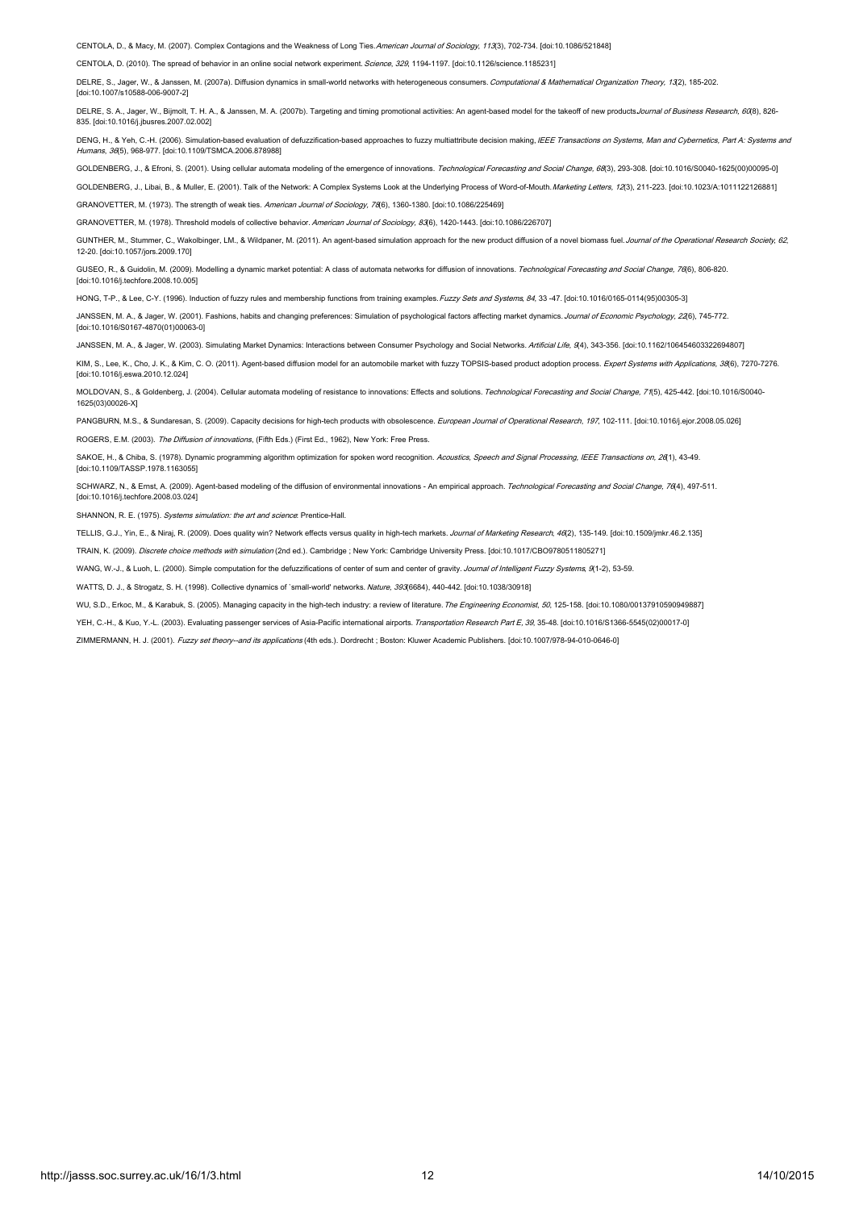CENTOLA, D., & Macy, M. (2007). Complex Contagions and the Weakness of Long Ties. *American Journal of Sociology, 113*(3), 702-734. [doi:10.1086/521848]

CENTOLA, D. (2010). The spread of behavior in an online social network experiment. *Science, 329*, 1194-1197. [doi:10.1126/science.1185231]

DELRE, S., Jager, W., & Janssen, M. (2007a). Diffusion dynamics in small-world networks with heterogeneous consumers. *Computational & Mathematical Organization Theory, 13*(2), 185-202. [doi:10.1007/s10588-006-9007-2]

DELRE, S. A., Jager, W., Bijmolt, T. H. A., & Janssen, M. A. (2007b). Targeting and timing promotional activities: An agent-based model for the takeoff of new products. *Journal of Business Research, 60*(8), 826-835. [doi:10.1016/j.jbusres.2007.02.002]

DENG, H., & Yeh, C.-H. (2006). Simulation-based evaluation of defuzzification-based approaches to fuzzy multiattribute decision making, *IEEE Transactions on Systems, Man and Cybernetics, Part A: Systems and Humans, 36*(5), 968-977. [doi:10.1109/TSMCA.2006.878988]

GOLDENBERG, J., & Efroni, S. (2001). Using cellular automata modeling of the emergence of innovations. *Technological Forecasting and Social Change, 68*(3), 293-308. [doi:10.1016/S0040-1625(00)00095-0]

GOLDENBERG, J., Libai, B., & Muller, E. (2001). Talk of the Network: A Complex Systems Look at the Underlying Process of Word-of-Mouth. *Marketing Letters, 12*(3), 211-223. [doi:10.1023/A:1011122126881]

GRANOVETTER, M. (1973). The strength of weak ties. *American Journal of Sociology, 78*(6), 1360-1380. [doi:10.1086/225469]

GRANOVETTER, M. (1978). Threshold models of collective behavior. *American Journal of Sociology, 83*(6), 1420-1443. [doi:10.1086/226707]

GUNTHER, M., Stummer, C., Wakolbinger, LM., & Wildpaner, M. (2011). An agent-based simulation approach for the new product diffusion of a novel biomass fuel. *Journal of the Operational Research Society, 62*, 12-20. [doi:10.1057/jors.2009.170]

GUSEO, R., & Guidolin, M. (2009). Modelling a dynamic market potential: A class of automata networks for diffusion of innovations. *Technological Forecasting and Social Change, 76*(6), 806-820. [doi:10.1016/j.techfore.2008.10.005]

HONG, T.-P., & Lee, C-Y. (1996). Induction of fuzzy rules and membership functions from training examples. *Fuzzy Sets and Systems, 84*, 33 -47. [doi:10.1016/0165-0114(95)00305-3]

JANSSEN, M. A., & Jager, W. (2001). Fashions, habits and changing preferences: Simulation of psychological factors affecting market dynamics. *Journal of Economic Psychology, 22*(6), 745-772. [doi:10.1016/S0167-4870(01)00063-0]

JANSSEN, M. A., & Jager, W. (2003). Simulating Market Dynamics: Interactions between Consumer Psychology and Social Networks. *Artificial Life, 9*(4), 343-356. [doi:10.1162/106454603322694807]

KIM, S., Lee, K., Cho, J. K., & Kim, C. O. (2011). Agent-based diffusion model for an automobile market with fuzzy TOPSIS-based product adoption process. *Expert Systems with Applications, 38*(6), 7270-7276. [doi:10.1016/j.eswa.2010.12.024]

MOLDOVAN, S., & Goldenberg, J. (2004). Cellular automata modeling of resistance to innovations: Effects and solutions. *Technological Forecasting and Social Change, 71*(5), 425-442. [doi:10.1016/S0040-1625(03)00026-X]

PANGBURN, M.S., & Sundaresan, S. (2009). Capacity decisions for high-tech products with obsolescence. *European Journal of Operational Research, 197*, 102-111. [doi:10.1016/j.ejor.2008.05.026]

ROGERS, E.M. (2003). *The Diffusion of innovations*, (Fifth Eds.) (First Ed., 1962), New York: Free Press.

SAKOE, H., & Chiba, S. (1978). Dynamic programming algorithm optimization for spoken word recognition. *Acoustics, Speech and Signal Processing, IEEE Transactions on, 26*(1), 43-49. [doi:10.1109/TASSP.1978.1163055]

SCHWARZ, N., & Ernst, A. (2009). Agent-based modeling of the diffusion of environmental innovations - An empirical approach. *Technological Forecasting and Social Change, 76*(4), 497-511. [doi:10.1016/j.techfore.2008.03.024]

SHANNON, R. E. (1975). *Systems simulation: the art and science*. Prentice-Hall.

TELLIS, G.J., Yin, E., & Niraj, R. (2009). Does quality win? Network effects versus quality in high-tech markets. *Journal of Marketing Research, 46*(2), 135-149. [doi:10.1509/jmkr.46.2.135]

TRAIN, K. (2009). *Discrete choice methods with simulation* (2nd ed.). Cambridge ; New York: Cambridge University Press. [doi:10.1017/CBO9780511805271]

WANG, W.-J., & Luoh, L. (2000). Simple computation for the defuzzifications of center of sum and center of gravity. *Journal of Intelligent Fuzzy Systems, 9*(1-2), 53-59.

WATTS, D. J., & Strogatz, S. H. (1998). Collective dynamics of 'small-world' networks. *Nature, 393*(6684), 440-442. [doi:10.1038/30918]

WU, S.D., Erkoc, M., & Karabuk, S. (2005). Managing capacity in the high-tech industry: a review of literature. *The Engineering Economist, 50*, 125-158. [doi:10.1080/00137910590949887]

YEH, C.-H., & Kuo, Y.-L. (2003). Evaluating passenger services of Asia-Pacific international airports. *Transportation Research Part E, 39*, 35-48. [doi:10.1016/S1366-5545(02)00017-0]

ZIMMERMANN, H. J. (2001). *Fuzzy set theory--and its applications* (4th eds.). Dordrecht ; Boston: Kluwer Academic Publishers. [doi:10.1007/978-94-010-0646-0]